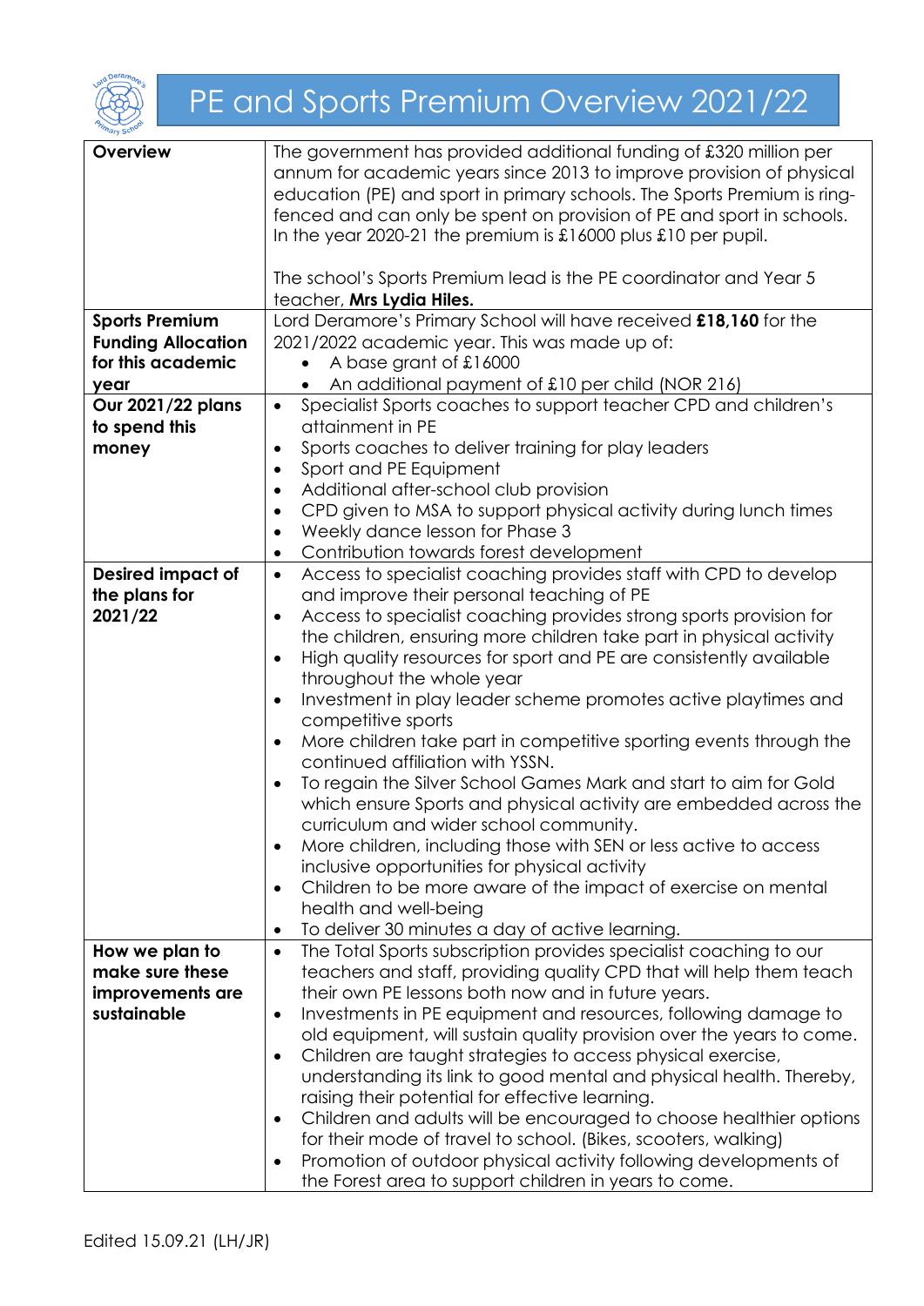# PE and Sports Premium Overview 2021/22

| | |
|---|---|
| **Overview** | The government has provided additional funding of £320 million per annum for academic years since 2013 to improve provision of physical education (PE) and sport in primary schools. The Sports Premium is ring-fenced and can only be spent on provision of PE and sport in schools. In the year 2020-21 the premium is £16000 plus £10 per pupil.<br><br>The school's Sports Premium lead is the PE coordinator and Year 5 teacher, **Mrs Lydia Hiles.** |
| **Sports Premium Funding Allocation for this academic year** | Lord Deramore's Primary School will have received **£18,160** for the 2021/2022 academic year. This was made up of:<br>• A base grant of £16000<br>• An additional payment of £10 per child (NOR 216) |
| **Our 2021/22 plans to spend this money** | • Specialist Sports coaches to support teacher CPD and children's attainment in PE<br>• Sports coaches to deliver training for play leaders<br>• Sport and PE Equipment<br>• Additional after-school club provision<br>• CPD given to MSA to support physical activity during lunch times<br>• Weekly dance lesson for Phase 3<br>• Contribution towards forest development |
| **Desired impact of the plans for 2021/22** | • Access to specialist coaching provides staff with CPD to develop and improve their personal teaching of PE<br>• Access to specialist coaching provides strong sports provision for the children, ensuring more children take part in physical activity<br>• High quality resources for sport and PE are consistently available throughout the whole year<br>• Investment in play leader scheme promotes active playtimes and competitive sports<br>• More children take part in competitive sporting events through the continued affiliation with YSSN.<br>• To regain the Silver School Games Mark and start to aim for Gold which ensure Sports and physical activity are embedded across the curriculum and wider school community.<br>• More children, including those with SEN or less active to access inclusive opportunities for physical activity<br>• Children to be more aware of the impact of exercise on mental health and well-being<br>• To deliver 30 minutes a day of active learning. |
| **How we plan to make sure these improvements are sustainable** | • The Total Sports subscription provides specialist coaching to our teachers and staff, providing quality CPD that will help them teach their own PE lessons both now and in future years.<br>• Investments in PE equipment and resources, following damage to old equipment, will sustain quality provision over the years to come.<br>• Children are taught strategies to access physical exercise, understanding its link to good mental and physical health. Thereby, raising their potential for effective learning.<br>• Children and adults will be encouraged to choose healthier options for their mode of travel to school. (Bikes, scooters, walking)<br>• Promotion of outdoor physical activity following developments of the Forest area to support children in years to come. |

Edited 15.09.21 (LH/JR)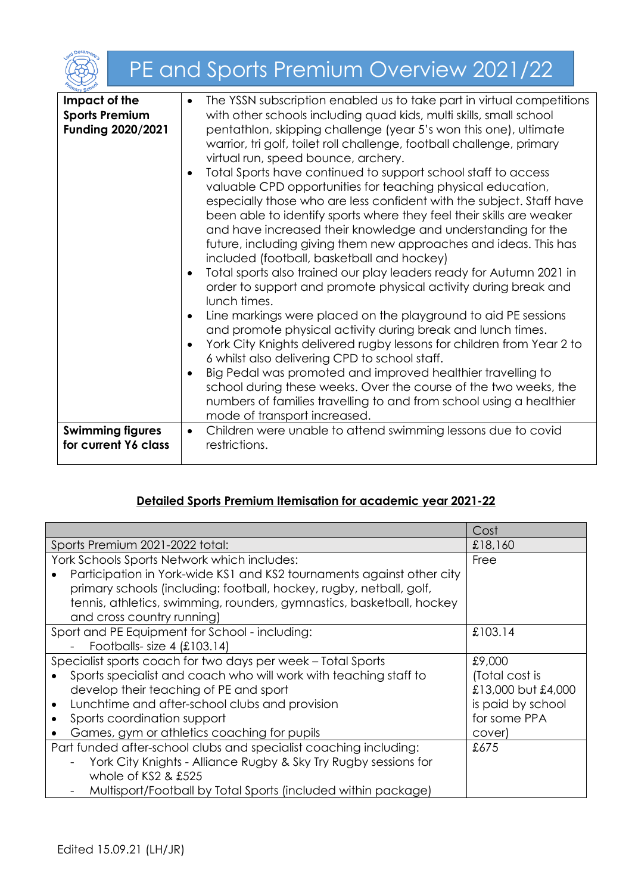# PE and Sports Premium Overview 2021/22

| | |
|---|---|
| **Impact of the Sports Premium Funding 2020/2021** | • The YSSN subscription enabled us to take part in virtual competitions with other schools including quad kids, multi skills, small school pentathlon, skipping challenge (year 5's won this one), ultimate warrior, tri golf, toilet roll challenge, football challenge, primary virtual run, speed bounce, archery.<br>• Total Sports have continued to support school staff to access valuable CPD opportunities for teaching physical education, especially those who are less confident with the subject. Staff have been able to identify sports where they feel their skills are weaker and have increased their knowledge and understanding for the future, including giving them new approaches and ideas. This has included (football, basketball and hockey)<br>• Total sports also trained our play leaders ready for Autumn 2021 in order to support and promote physical activity during break and lunch times.<br>• Line markings were placed on the playground to aid PE sessions and promote physical activity during break and lunch times.<br>• York City Knights delivered rugby lessons for children from Year 2 to 6 whilst also delivering CPD to school staff.<br>• Big Pedal was promoted and improved healthier travelling to school during these weeks. Over the course of the two weeks, the numbers of families travelling to and from school using a healthier mode of transport increased. |
| **Swimming figures for current Y6 class** | • Children were unable to attend swimming lessons due to covid restrictions. |

**Detailed Sports Premium Itemisation for academic year 2021-22**

| | Cost |
|---|---|
| Sports Premium 2021-2022 total: | £18,160 |
| York Schools Sports Network which includes:<br>• Participation in York-wide KS1 and KS2 tournaments against other city primary schools (including: football, hockey, rugby, netball, golf, tennis, athletics, swimming, rounders, gymnastics, basketball, hockey and cross country running) | Free |
| Sport and PE Equipment for School - including:<br>- Footballs- size 4 (£103.14) | £103.14 |
| Specialist sports coach for two days per week – Total Sports<br>• Sports specialist and coach who will work with teaching staff to develop their teaching of PE and sport<br>• Lunchtime and after-school clubs and provision<br>• Sports coordination support<br>• Games, gym or athletics coaching for pupils | £9,000 (Total cost is £13,000 but £4,000 is paid by school for some PPA cover) |
| Part funded after-school clubs and specialist coaching including:<br>- York City Knights - Alliance Rugby & Sky Try Rugby sessions for whole of KS2 & £525<br>- Multisport/Football by Total Sports (included within package) | £675 |

Edited 15.09.21 (LH/JR)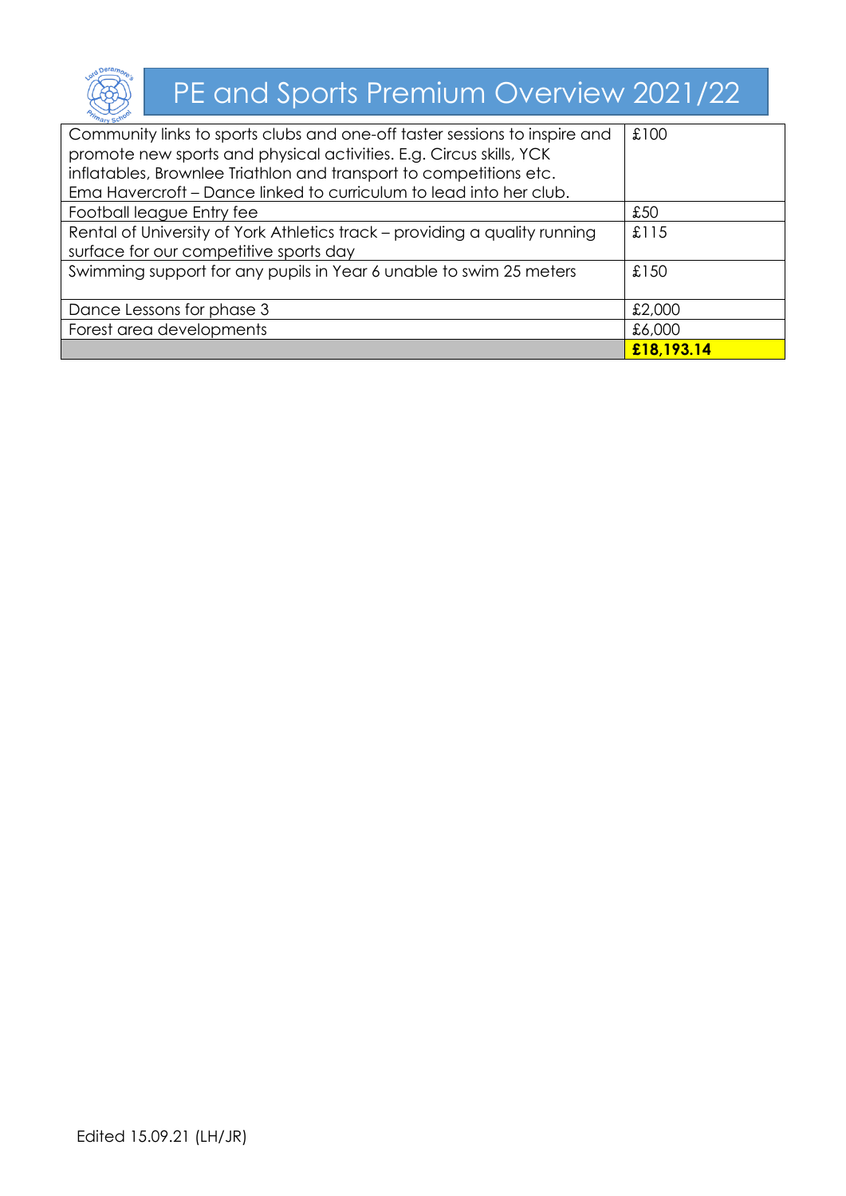# PE and Sports Premium Overview 2021/22

| | |
|---|---|
| Community links to sports clubs and one-off taster sessions to inspire and promote new sports and physical activities. E.g. Circus skills, YCK inflatables, Brownlee Triathlon and transport to competitions etc. Ema Havercroft – Dance linked to curriculum to lead into her club. | £100 |
| Football league Entry fee | £50 |
| Rental of University of York Athletics track – providing a quality running surface for our competitive sports day | £115 |
| Swimming support for any pupils in Year 6 unable to swim 25 meters | £150 |
| Dance Lessons for phase 3 | £2,000 |
| Forest area developments | £6,000 |
| | **£18,193.14** |

Edited 15.09.21 (LH/JR)